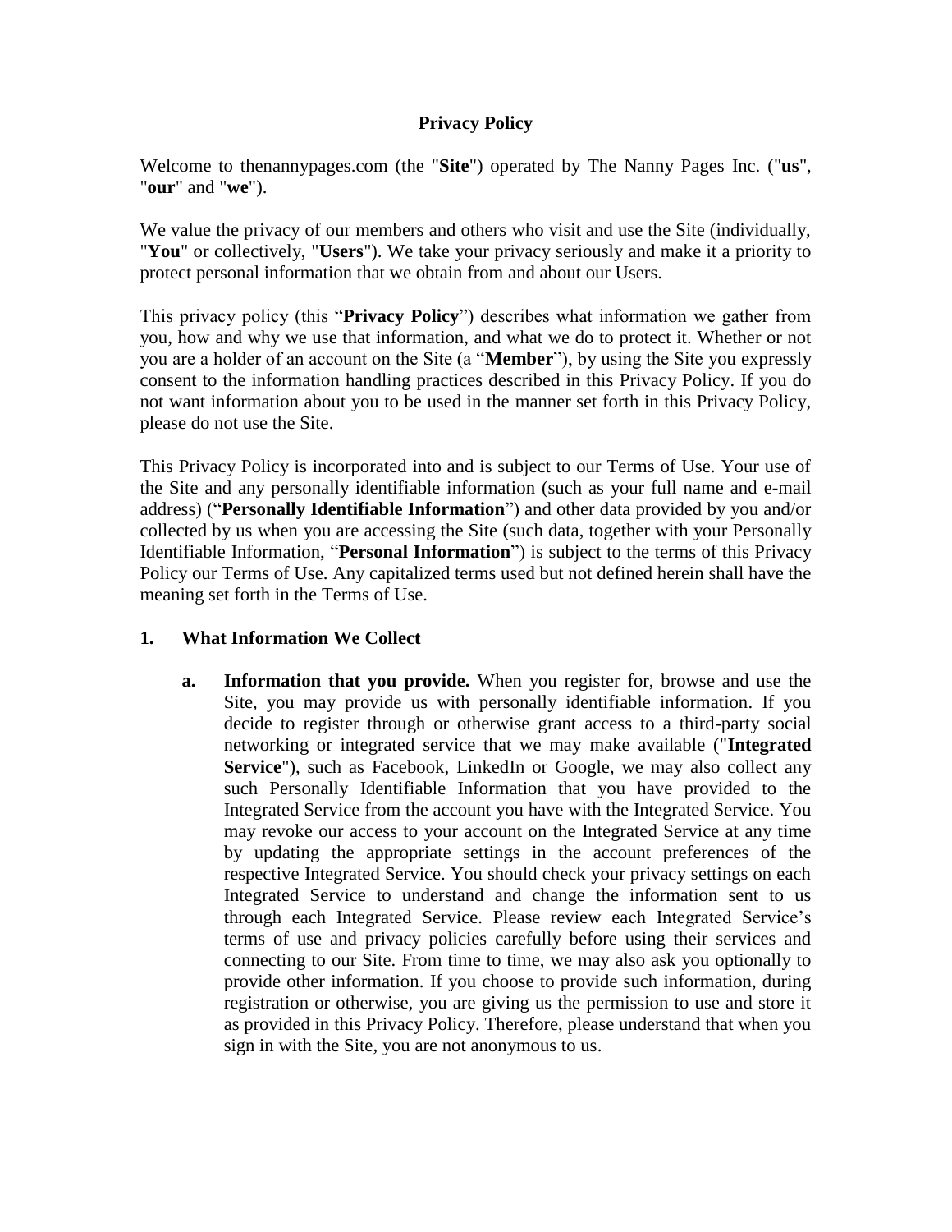# Privacy Policy

Welcome to thenannypages.com (the "**Site**") operated by The Nanny Pages Inc. ("**us**", "**our**" and "**we**").

We value the privacy of our members and others who visit and use the Site (individually, "**You**" or collectively, "**Users**"). We take your privacy seriously and make it a priority to protect personal information that we obtain from and about our Users.

This privacy policy (this "**Privacy Policy**") describes what information we gather from you, how and why we use that information, and what we do to protect it. Whether or not you are a holder of an account on the Site (a "**Member**"), by using the Site you expressly consent to the information handling practices described in this Privacy Policy. If you do not want information about you to be used in the manner set forth in this Privacy Policy, please do not use the Site.

This Privacy Policy is incorporated into and is subject to our Terms of Use. Your use of the Site and any personally identifiable information (such as your full name and e-mail address) ("**Personally Identifiable Information**") and other data provided by you and/or collected by us when you are accessing the Site (such data, together with your Personally Identifiable Information, "**Personal Information**") is subject to the terms of this Privacy Policy our Terms of Use. Any capitalized terms used but not defined herein shall have the meaning set forth in the Terms of Use.

## 1. What Information We Collect

**a. Information that you provide.** When you register for, browse and use the Site, you may provide us with personally identifiable information. If you decide to register through or otherwise grant access to a third-party social networking or integrated service that we may make available ("**Integrated Service**"), such as Facebook, LinkedIn or Google, we may also collect any such Personally Identifiable Information that you have provided to the Integrated Service from the account you have with the Integrated Service. You may revoke our access to your account on the Integrated Service at any time by updating the appropriate settings in the account preferences of the respective Integrated Service. You should check your privacy settings on each Integrated Service to understand and change the information sent to us through each Integrated Service. Please review each Integrated Service's terms of use and privacy policies carefully before using their services and connecting to our Site. From time to time, we may also ask you optionally to provide other information. If you choose to provide such information, during registration or otherwise, you are giving us the permission to use and store it as provided in this Privacy Policy. Therefore, please understand that when you sign in with the Site, you are not anonymous to us.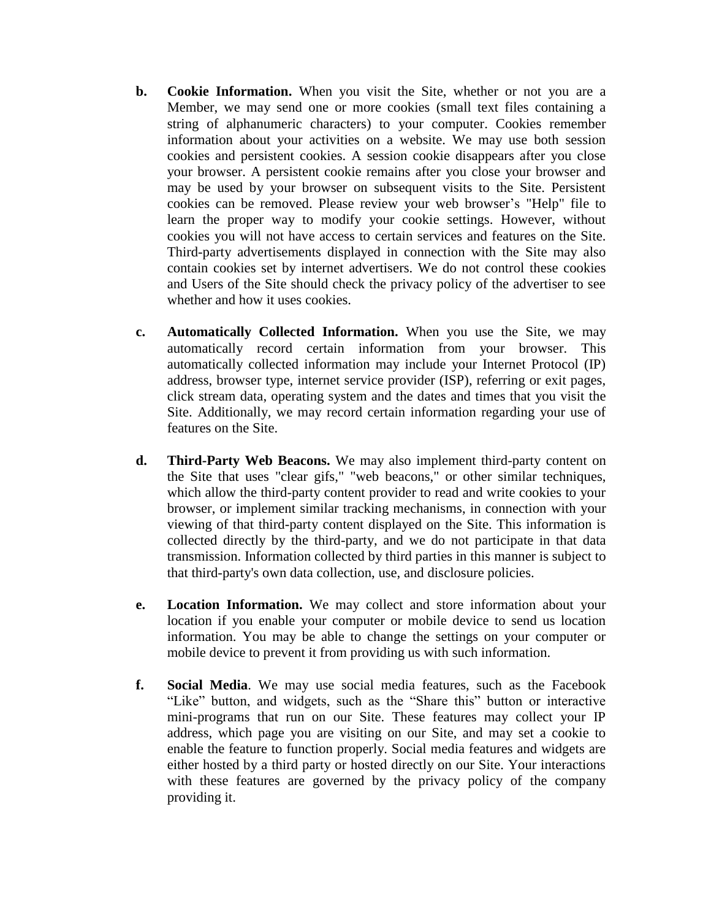**b.** **Cookie Information.** When you visit the Site, whether or not you are a Member, we may send one or more cookies (small text files containing a string of alphanumeric characters) to your computer. Cookies remember information about your activities on a website. We may use both session cookies and persistent cookies. A session cookie disappears after you close your browser. A persistent cookie remains after you close your browser and may be used by your browser on subsequent visits to the Site. Persistent cookies can be removed. Please review your web browser's "Help" file to learn the proper way to modify your cookie settings. However, without cookies you will not have access to certain services and features on the Site. Third-party advertisements displayed in connection with the Site may also contain cookies set by internet advertisers. We do not control these cookies and Users of the Site should check the privacy policy of the advertiser to see whether and how it uses cookies.

**c.** **Automatically Collected Information.** When you use the Site, we may automatically record certain information from your browser. This automatically collected information may include your Internet Protocol (IP) address, browser type, internet service provider (ISP), referring or exit pages, click stream data, operating system and the dates and times that you visit the Site. Additionally, we may record certain information regarding your use of features on the Site.

**d.** **Third-Party Web Beacons.** We may also implement third-party content on the Site that uses "clear gifs," "web beacons," or other similar techniques, which allow the third-party content provider to read and write cookies to your browser, or implement similar tracking mechanisms, in connection with your viewing of that third-party content displayed on the Site. This information is collected directly by the third-party, and we do not participate in that data transmission. Information collected by third parties in this manner is subject to that third-party's own data collection, use, and disclosure policies.

**e.** **Location Information.** We may collect and store information about your location if you enable your computer or mobile device to send us location information. You may be able to change the settings on your computer or mobile device to prevent it from providing us with such information.

**f.** **Social Media**. We may use social media features, such as the Facebook "Like" button, and widgets, such as the "Share this" button or interactive mini-programs that run on our Site. These features may collect your IP address, which page you are visiting on our Site, and may set a cookie to enable the feature to function properly. Social media features and widgets are either hosted by a third party or hosted directly on our Site. Your interactions with these features are governed by the privacy policy of the company providing it.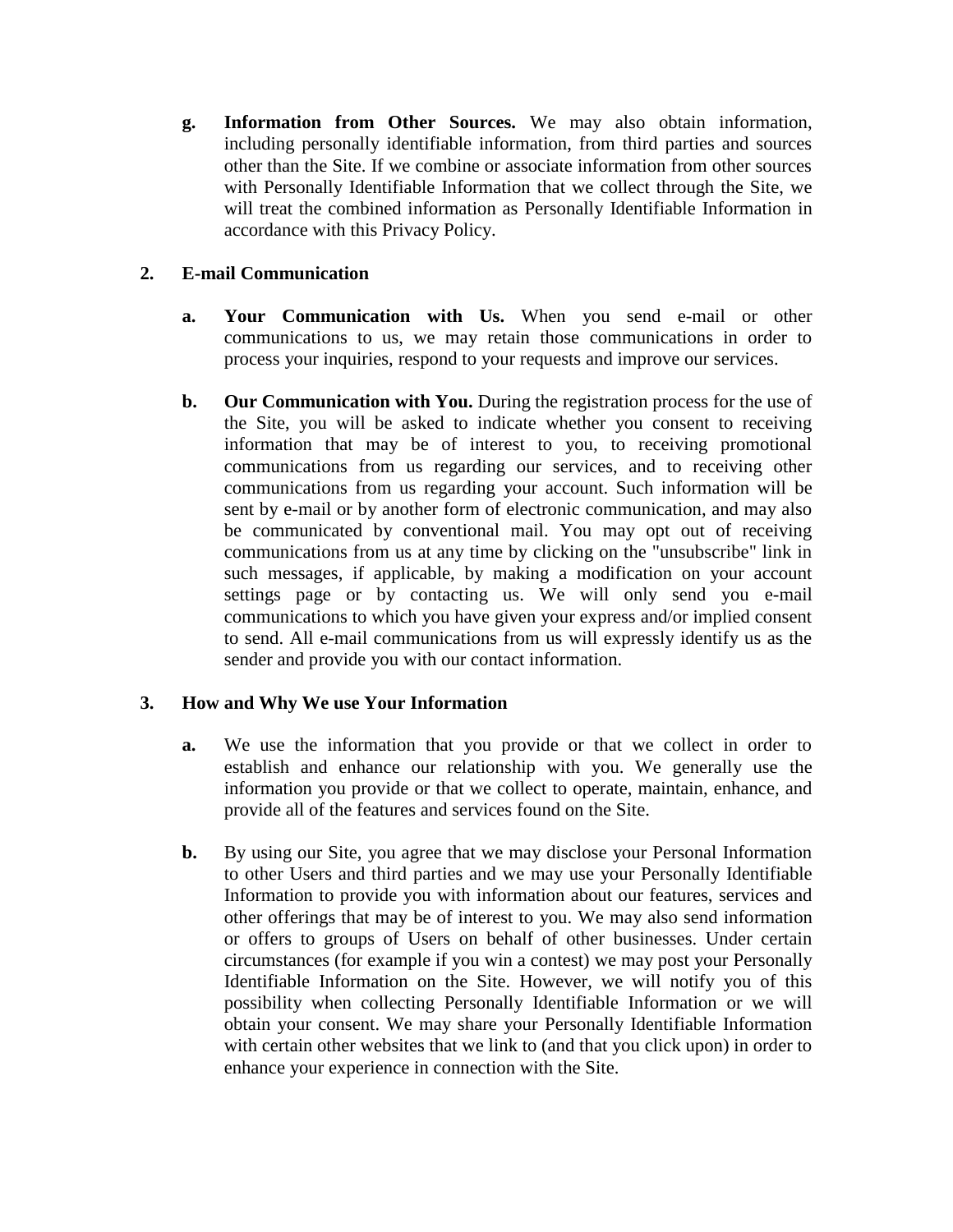**g. Information from Other Sources.** We may also obtain information, including personally identifiable information, from third parties and sources other than the Site. If we combine or associate information from other sources with Personally Identifiable Information that we collect through the Site, we will treat the combined information as Personally Identifiable Information in accordance with this Privacy Policy.

## 2. E-mail Communication

**a. Your Communication with Us.** When you send e-mail or other communications to us, we may retain those communications in order to process your inquiries, respond to your requests and improve our services.

**b. Our Communication with You.** During the registration process for the use of the Site, you will be asked to indicate whether you consent to receiving information that may be of interest to you, to receiving promotional communications from us regarding our services, and to receiving other communications from us regarding your account. Such information will be sent by e-mail or by another form of electronic communication, and may also be communicated by conventional mail. You may opt out of receiving communications from us at any time by clicking on the "unsubscribe" link in such messages, if applicable, by making a modification on your account settings page or by contacting us. We will only send you e-mail communications to which you have given your express and/or implied consent to send. All e-mail communications from us will expressly identify us as the sender and provide you with our contact information.

## 3. How and Why We use Your Information

**a.** We use the information that you provide or that we collect in order to establish and enhance our relationship with you. We generally use the information you provide or that we collect to operate, maintain, enhance, and provide all of the features and services found on the Site.

**b.** By using our Site, you agree that we may disclose your Personal Information to other Users and third parties and we may use your Personally Identifiable Information to provide you with information about our features, services and other offerings that may be of interest to you. We may also send information or offers to groups of Users on behalf of other businesses. Under certain circumstances (for example if you win a contest) we may post your Personally Identifiable Information on the Site. However, we will notify you of this possibility when collecting Personally Identifiable Information or we will obtain your consent. We may share your Personally Identifiable Information with certain other websites that we link to (and that you click upon) in order to enhance your experience in connection with the Site.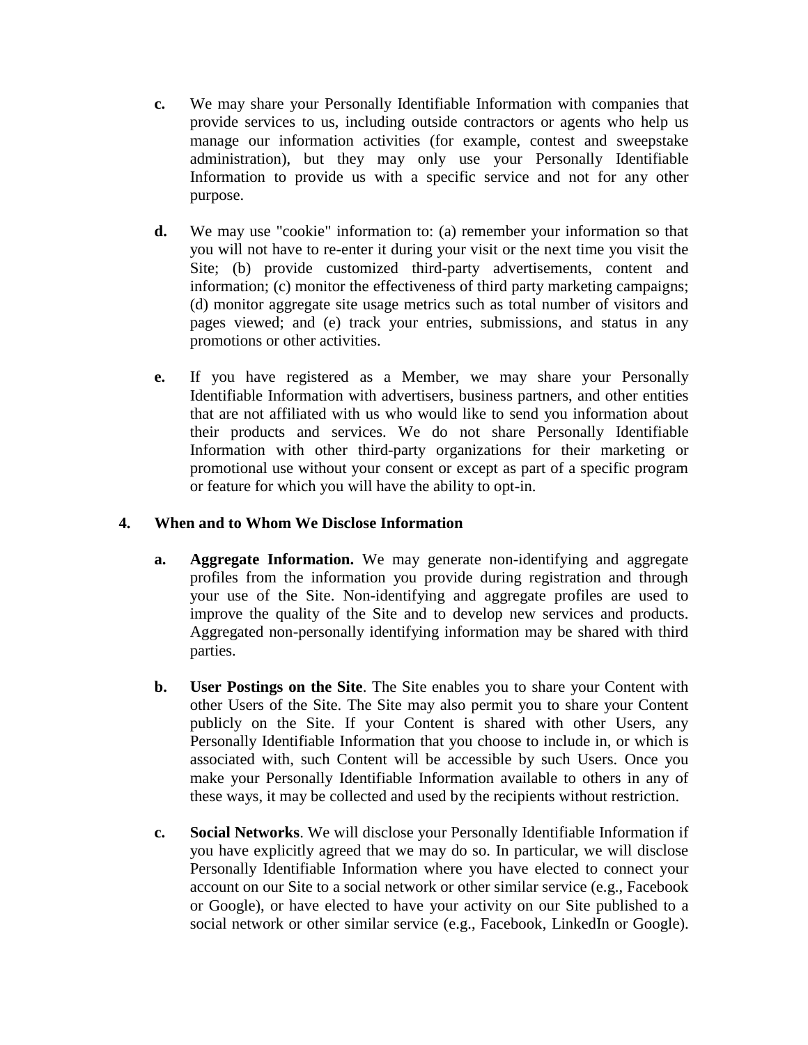c. We may share your Personally Identifiable Information with companies that provide services to us, including outside contractors or agents who help us manage our information activities (for example, contest and sweepstake administration), but they may only use your Personally Identifiable Information to provide us with a specific service and not for any other purpose.

d. We may use "cookie" information to: (a) remember your information so that you will not have to re-enter it during your visit or the next time you visit the Site; (b) provide customized third-party advertisements, content and information; (c) monitor the effectiveness of third party marketing campaigns; (d) monitor aggregate site usage metrics such as total number of visitors and pages viewed; and (e) track your entries, submissions, and status in any promotions or other activities.

e. If you have registered as a Member, we may share your Personally Identifiable Information with advertisers, business partners, and other entities that are not affiliated with us who would like to send you information about their products and services. We do not share Personally Identifiable Information with other third-party organizations for their marketing or promotional use without your consent or except as part of a specific program or feature for which you will have the ability to opt-in.

## 4. When and to Whom We Disclose Information

a. **Aggregate Information.** We may generate non-identifying and aggregate profiles from the information you provide during registration and through your use of the Site. Non-identifying and aggregate profiles are used to improve the quality of the Site and to develop new services and products. Aggregated non-personally identifying information may be shared with third parties.

b. **User Postings on the Site**. The Site enables you to share your Content with other Users of the Site. The Site may also permit you to share your Content publicly on the Site. If your Content is shared with other Users, any Personally Identifiable Information that you choose to include in, or which is associated with, such Content will be accessible by such Users. Once you make your Personally Identifiable Information available to others in any of these ways, it may be collected and used by the recipients without restriction.

c. **Social Networks**. We will disclose your Personally Identifiable Information if you have explicitly agreed that we may do so. In particular, we will disclose Personally Identifiable Information where you have elected to connect your account on our Site to a social network or other similar service (e.g., Facebook or Google), or have elected to have your activity on our Site published to a social network or other similar service (e.g., Facebook, LinkedIn or Google).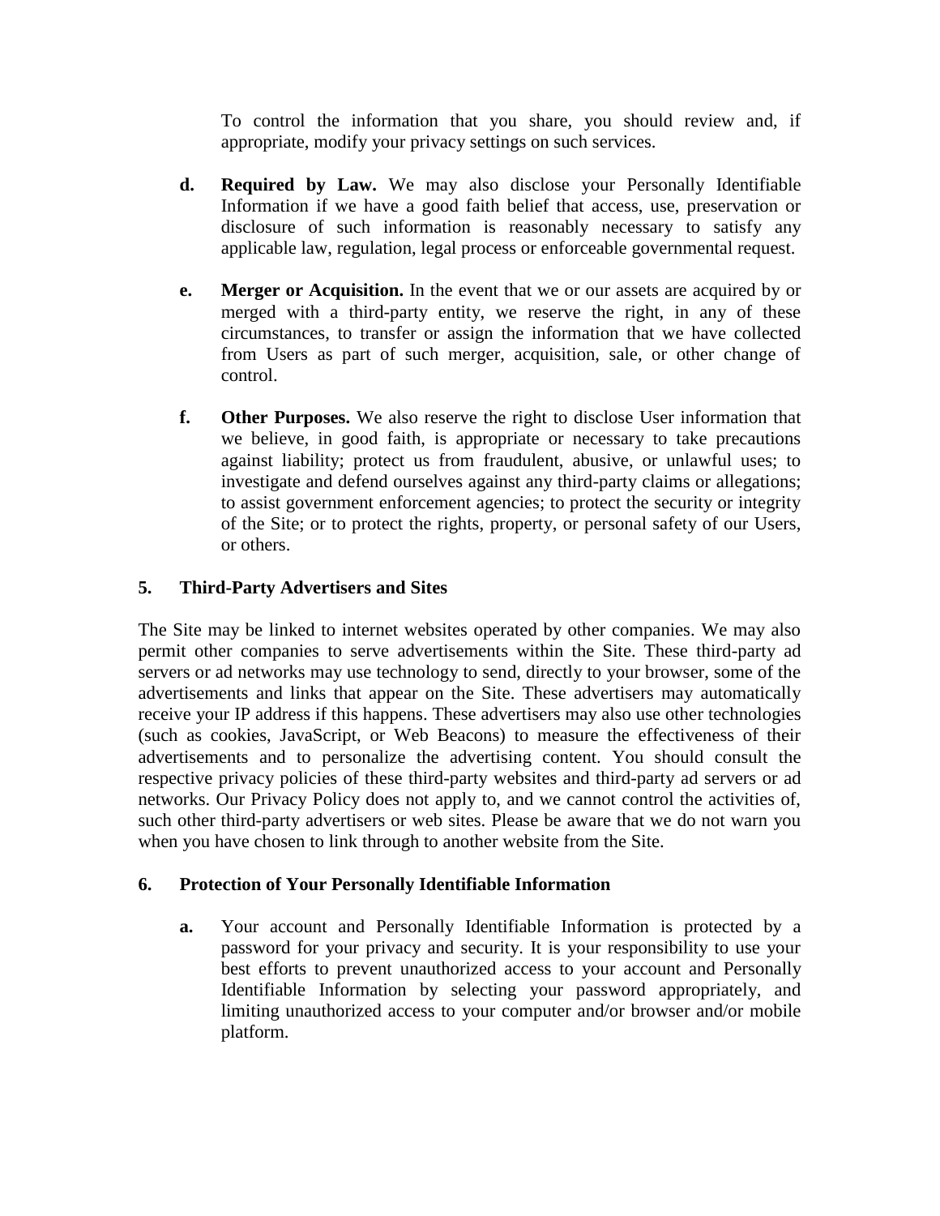To control the information that you share, you should review and, if appropriate, modify your privacy settings on such services.

**d. Required by Law.** We may also disclose your Personally Identifiable Information if we have a good faith belief that access, use, preservation or disclosure of such information is reasonably necessary to satisfy any applicable law, regulation, legal process or enforceable governmental request.

**e. Merger or Acquisition.** In the event that we or our assets are acquired by or merged with a third-party entity, we reserve the right, in any of these circumstances, to transfer or assign the information that we have collected from Users as part of such merger, acquisition, sale, or other change of control.

**f. Other Purposes.** We also reserve the right to disclose User information that we believe, in good faith, is appropriate or necessary to take precautions against liability; protect us from fraudulent, abusive, or unlawful uses; to investigate and defend ourselves against any third-party claims or allegations; to assist government enforcement agencies; to protect the security or integrity of the Site; or to protect the rights, property, or personal safety of our Users, or others.

## 5. Third-Party Advertisers and Sites

The Site may be linked to internet websites operated by other companies. We may also permit other companies to serve advertisements within the Site. These third-party ad servers or ad networks may use technology to send, directly to your browser, some of the advertisements and links that appear on the Site. These advertisers may automatically receive your IP address if this happens. These advertisers may also use other technologies (such as cookies, JavaScript, or Web Beacons) to measure the effectiveness of their advertisements and to personalize the advertising content. You should consult the respective privacy policies of these third-party websites and third-party ad servers or ad networks. Our Privacy Policy does not apply to, and we cannot control the activities of, such other third-party advertisers or web sites. Please be aware that we do not warn you when you have chosen to link through to another website from the Site.

## 6. Protection of Your Personally Identifiable Information

**a.** Your account and Personally Identifiable Information is protected by a password for your privacy and security. It is your responsibility to use your best efforts to prevent unauthorized access to your account and Personally Identifiable Information by selecting your password appropriately, and limiting unauthorized access to your computer and/or browser and/or mobile platform.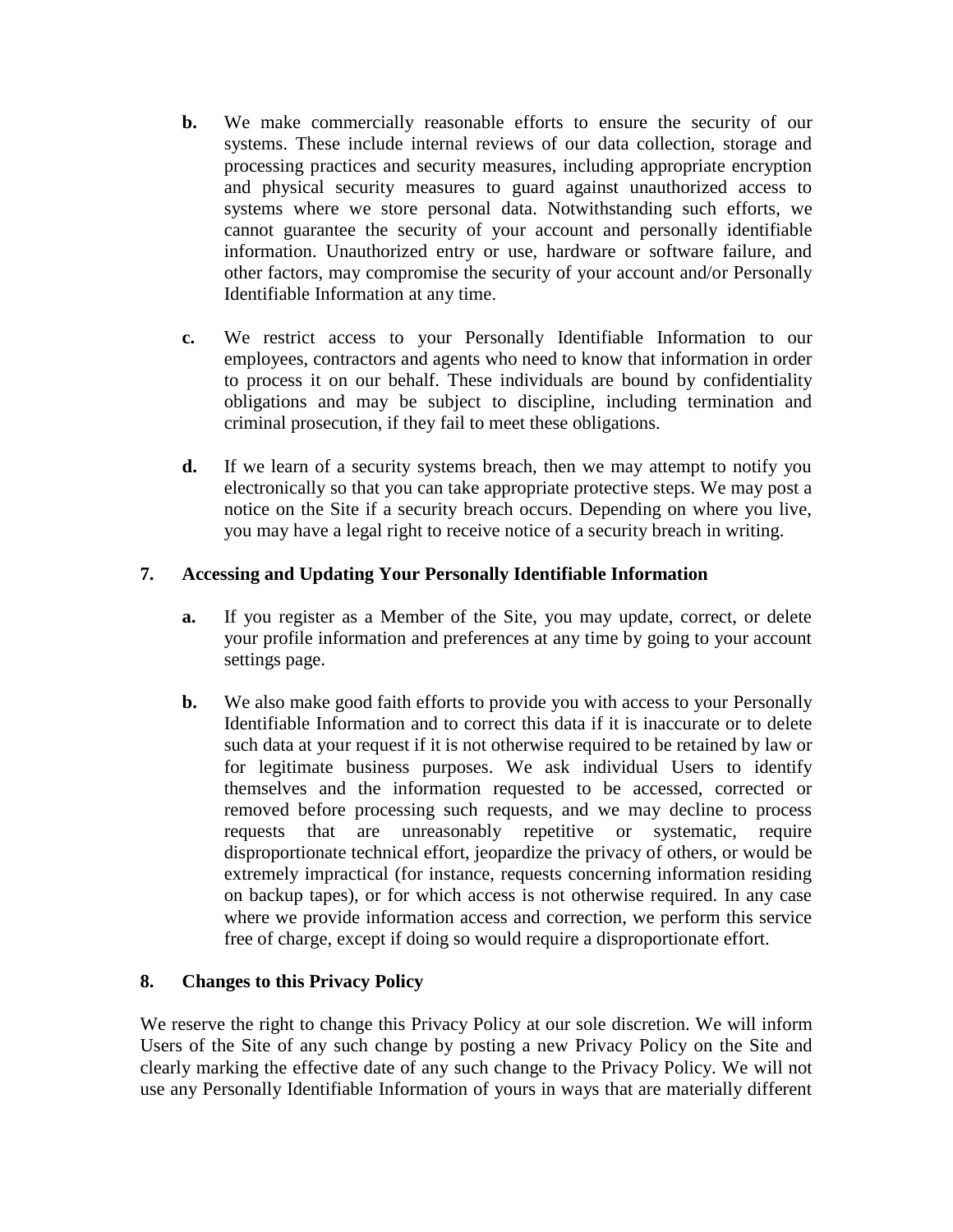**b.** We make commercially reasonable efforts to ensure the security of our systems. These include internal reviews of our data collection, storage and processing practices and security measures, including appropriate encryption and physical security measures to guard against unauthorized access to systems where we store personal data. Notwithstanding such efforts, we cannot guarantee the security of your account and personally identifiable information. Unauthorized entry or use, hardware or software failure, and other factors, may compromise the security of your account and/or Personally Identifiable Information at any time.

**c.** We restrict access to your Personally Identifiable Information to our employees, contractors and agents who need to know that information in order to process it on our behalf. These individuals are bound by confidentiality obligations and may be subject to discipline, including termination and criminal prosecution, if they fail to meet these obligations.

**d.** If we learn of a security systems breach, then we may attempt to notify you electronically so that you can take appropriate protective steps. We may post a notice on the Site if a security breach occurs. Depending on where you live, you may have a legal right to receive notice of a security breach in writing.

## 7. Accessing and Updating Your Personally Identifiable Information

**a.** If you register as a Member of the Site, you may update, correct, or delete your profile information and preferences at any time by going to your account settings page.

**b.** We also make good faith efforts to provide you with access to your Personally Identifiable Information and to correct this data if it is inaccurate or to delete such data at your request if it is not otherwise required to be retained by law or for legitimate business purposes. We ask individual Users to identify themselves and the information requested to be accessed, corrected or removed before processing such requests, and we may decline to process requests that are unreasonably repetitive or systematic, require disproportionate technical effort, jeopardize the privacy of others, or would be extremely impractical (for instance, requests concerning information residing on backup tapes), or for which access is not otherwise required. In any case where we provide information access and correction, we perform this service free of charge, except if doing so would require a disproportionate effort.

## 8. Changes to this Privacy Policy

We reserve the right to change this Privacy Policy at our sole discretion. We will inform Users of the Site of any such change by posting a new Privacy Policy on the Site and clearly marking the effective date of any such change to the Privacy Policy. We will not use any Personally Identifiable Information of yours in ways that are materially different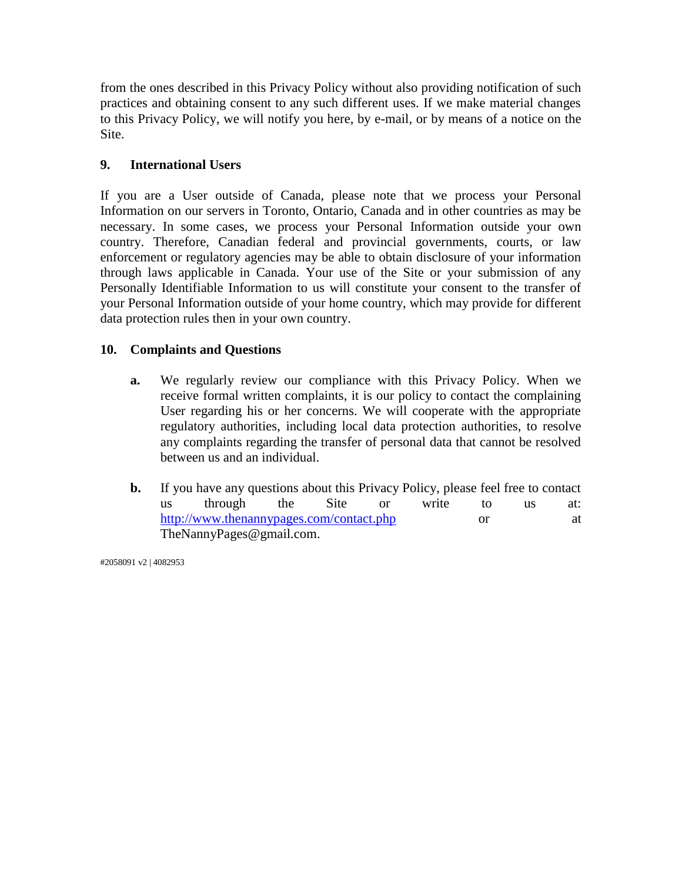from the ones described in this Privacy Policy without also providing notification of such practices and obtaining consent to any such different uses. If we make material changes to this Privacy Policy, we will notify you here, by e-mail, or by means of a notice on the Site.

## 9. International Users

If you are a User outside of Canada, please note that we process your Personal Information on our servers in Toronto, Ontario, Canada and in other countries as may be necessary. In some cases, we process your Personal Information outside your own country. Therefore, Canadian federal and provincial governments, courts, or law enforcement or regulatory agencies may be able to obtain disclosure of your information through laws applicable in Canada. Your use of the Site or your submission of any Personally Identifiable Information to us will constitute your consent to the transfer of your Personal Information outside of your home country, which may provide for different data protection rules then in your own country.

## 10. Complaints and Questions

**a.** We regularly review our compliance with this Privacy Policy. When we receive formal written complaints, it is our policy to contact the complaining User regarding his or her concerns. We will cooperate with the appropriate regulatory authorities, including local data protection authorities, to resolve any complaints regarding the transfer of personal data that cannot be resolved between us and an individual.

**b.** If you have any questions about this Privacy Policy, please feel free to contact us through the Site or write to us at: http://www.thenannypages.com/contact.php or at TheNannyPages@gmail.com.

#2058091 v2 | 4082953